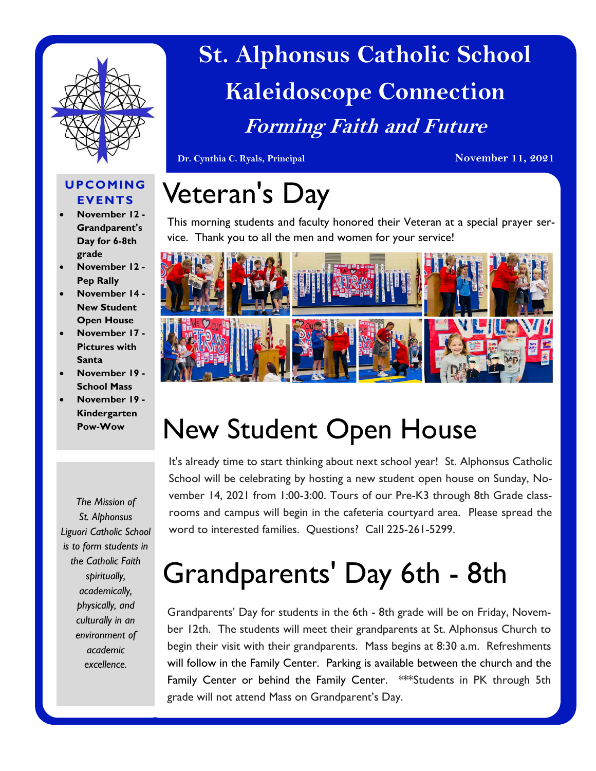# St. Alphonsus Catholic School

# Kaleidoscope Connection

## *Forming Faith and Future*

**Dr. Cynthia C. Ryals, Principal** **November 11, 2021**

**UPCOMING EVENTS**

- **November 12 - Grandparent's Day for 6-8th grade**
- **November 12 - Pep Rally**
- **November 14 - New Student Open House**
- **November 17 - Pictures with Santa**
- **November 19 - School Mass**
- **November 19 - Kindergarten Pow-Wow**

*The Mission of St. Alphonsus Liguori Catholic School is to form students in the Catholic Faith spiritually, academically, physically, and culturally in an environment of academic excellence.*

# Veteran's Day

This morning students and faculty honored their Veteran at a special prayer service. Thank you to all the men and women for your service!

# New Student Open House

It's already time to start thinking about next school year! St. Alphonsus Catholic School will be celebrating by hosting a new student open house on Sunday, November 14, 2021 from 1:00-3:00. Tours of our Pre-K3 through 8th Grade classrooms and campus will begin in the cafeteria courtyard area. Please spread the word to interested families. Questions? Call 225-261-5299.

# Grandparents' Day 6th - 8th

Grandparents' Day for students in the 6th - 8th grade will be on Friday, November 12th. The students will meet their grandparents at St. Alphonsus Church to begin their visit with their grandparents. Mass begins at 8:30 a.m. Refreshments will follow in the Family Center. Parking is available between the church and the Family Center or behind the Family Center. ***Students in PK through 5th grade will not attend Mass on Grandparent's Day.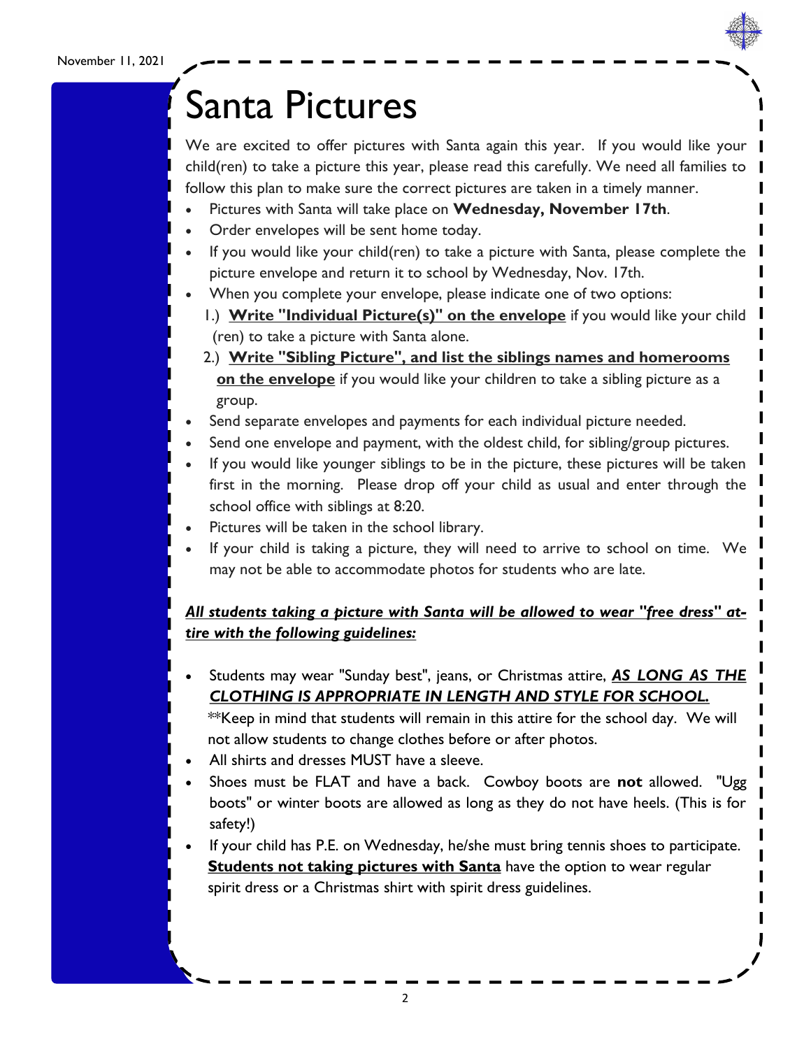November 11, 2021

# Santa Pictures

We are excited to offer pictures with Santa again this year. If you would like your child(ren) to take a picture this year, please read this carefully. We need all families to follow this plan to make sure the correct pictures are taken in a timely manner.

- Pictures with Santa will take place on **Wednesday, November 17th**.
- Order envelopes will be sent home today.
- If you would like your child(ren) to take a picture with Santa, please complete the picture envelope and return it to school by Wednesday, Nov. 17th.
- When you complete your envelope, please indicate one of two options:
  1.) **Write "Individual Picture(s)" on the envelope** if you would like your child (ren) to take a picture with Santa alone.
  2.) **Write "Sibling Picture", and list the siblings names and homerooms on the envelope** if you would like your children to take a sibling picture as a group.
- Send separate envelopes and payments for each individual picture needed.
- Send one envelope and payment, with the oldest child, for sibling/group pictures.
- If you would like younger siblings to be in the picture, these pictures will be taken first in the morning. Please drop off your child as usual and enter through the school office with siblings at 8:20.
- Pictures will be taken in the school library.
- If your child is taking a picture, they will need to arrive to school on time. We may not be able to accommodate photos for students who are late.

***All students taking a picture with Santa will be allowed to wear "free dress" attire with the following guidelines:***

- Students may wear "Sunday best", jeans, or Christmas attire, ***AS LONG AS THE CLOTHING IS APPROPRIATE IN LENGTH AND STYLE FOR SCHOOL.***
  **Keep in mind that students will remain in this attire for the school day. We will not allow students to change clothes before or after photos.
- All shirts and dresses MUST have a sleeve.
- Shoes must be FLAT and have a back. Cowboy boots are **not** allowed. "Ugg boots" or winter boots are allowed as long as they do not have heels. (This is for safety!)
- If your child has P.E. on Wednesday, he/she must bring tennis shoes to participate. **Students not taking pictures with Santa** have the option to wear regular spirit dress or a Christmas shirt with spirit dress guidelines.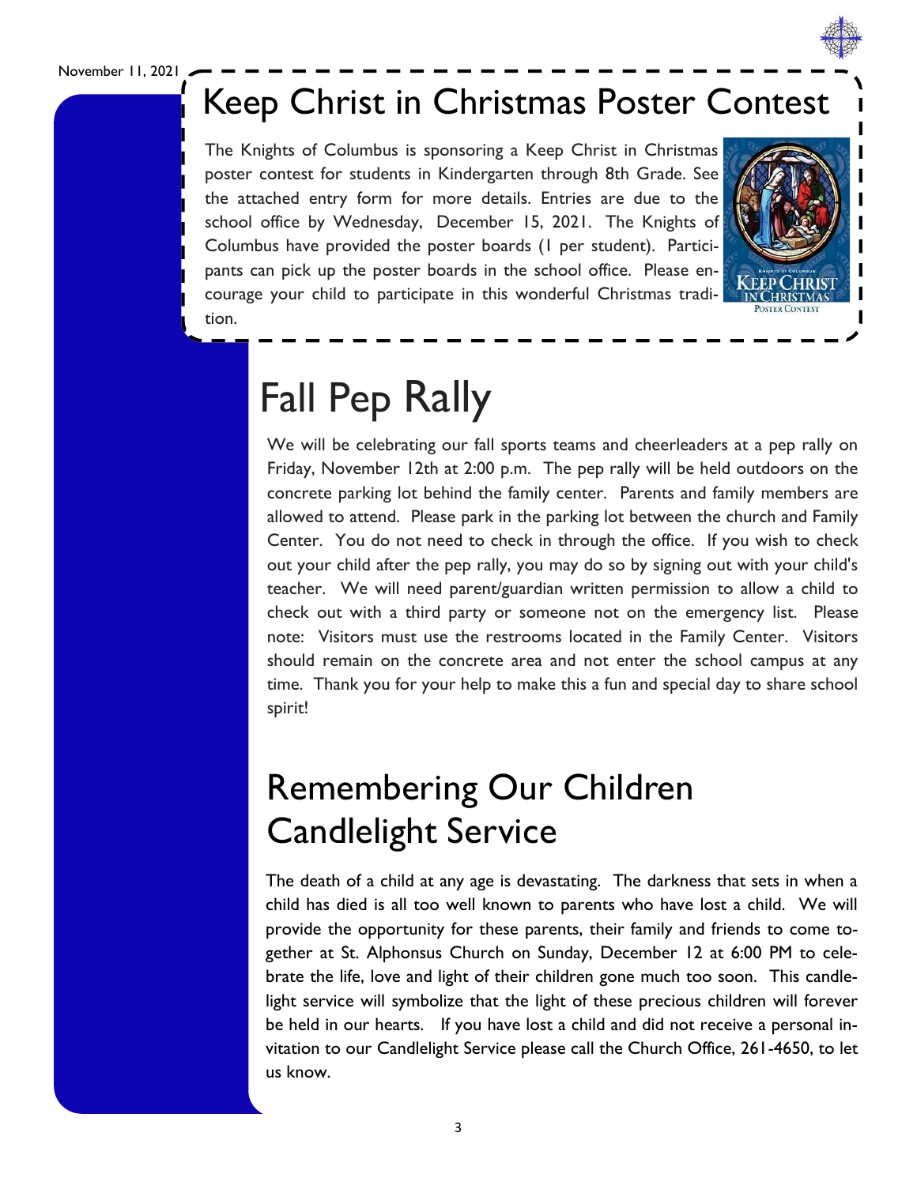November 11, 2021

# Keep Christ in Christmas Poster Contest

The Knights of Columbus is sponsoring a Keep Christ in Christmas poster contest for students in Kindergarten through 8th Grade. See the attached entry form for more details. Entries are due to the school office by Wednesday, December 15, 2021. The Knights of Columbus have provided the poster boards (1 per student). Participants can pick up the poster boards in the school office. Please encourage your child to participate in this wonderful Christmas tradition.

# Fall Pep Rally

We will be celebrating our fall sports teams and cheerleaders at a pep rally on Friday, November 12th at 2:00 p.m. The pep rally will be held outdoors on the concrete parking lot behind the family center. Parents and family members are allowed to attend. Please park in the parking lot between the church and Family Center. You do not need to check in through the office. If you wish to check out your child after the pep rally, you may do so by signing out with your child's teacher. We will need parent/guardian written permission to allow a child to check out with a third party or someone not on the emergency list. Please note: Visitors must use the restrooms located in the Family Center. Visitors should remain on the concrete area and not enter the school campus at any time. Thank you for your help to make this a fun and special day to share school spirit!

# Remembering Our Children Candlelight Service

The death of a child at any age is devastating. The darkness that sets in when a child has died is all too well known to parents who have lost a child. We will provide the opportunity for these parents, their family and friends to come together at St. Alphonsus Church on Sunday, December 12 at 6:00 PM to celebrate the life, love and light of their children gone much too soon. This candlelight service will symbolize that the light of these precious children will forever be held in our hearts. If you have lost a child and did not receive a personal invitation to our Candlelight Service please call the Church Office, 261-4650, to let us know.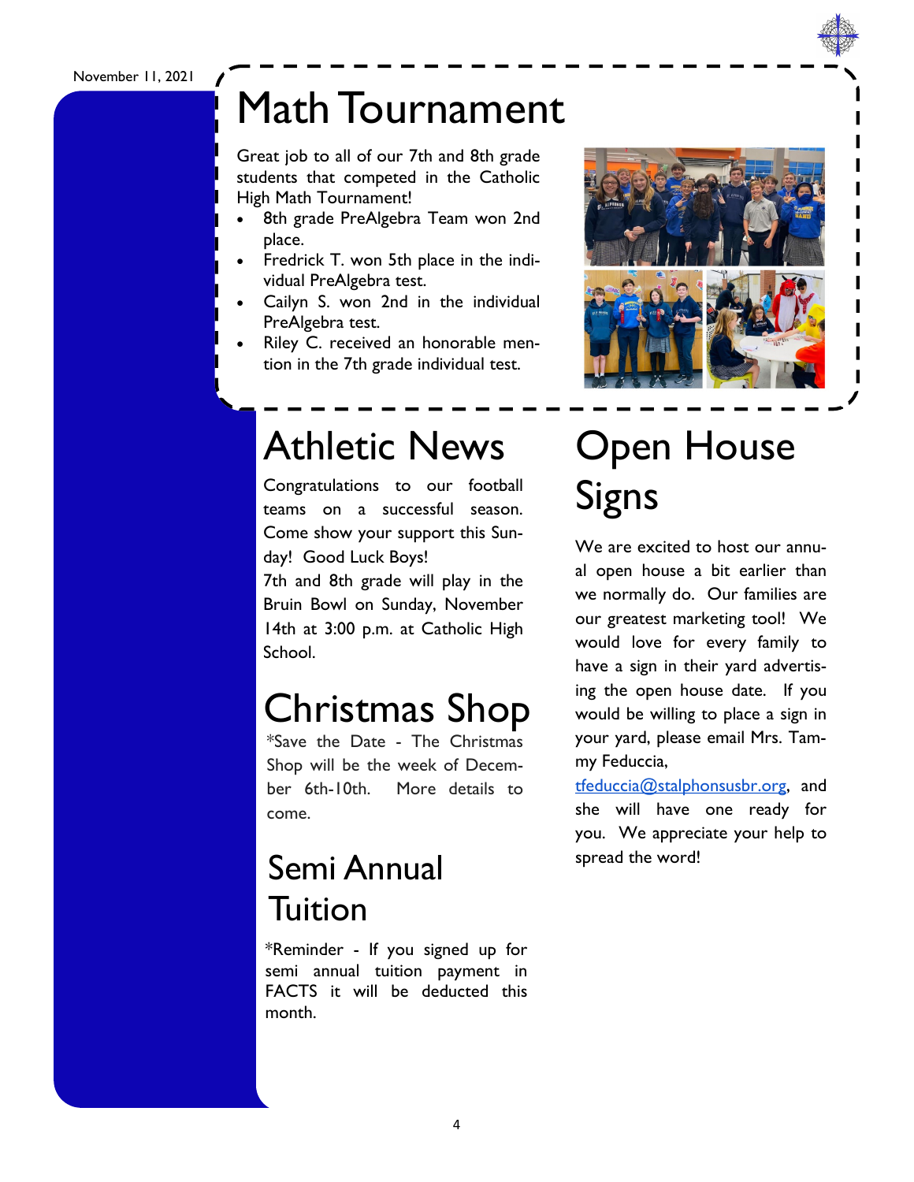November 11, 2021

# Math Tournament

Great job to all of our 7th and 8th grade students that competed in the Catholic High Math Tournament!

- 8th grade PreAlgebra Team won 2nd place.
- Fredrick T. won 5th place in the individual PreAlgebra test.
- Cailyn S. won 2nd in the individual PreAlgebra test.
- Riley C. received an honorable mention in the 7th grade individual test.

# Athletic News

Congratulations to our football teams on a successful season. Come show your support this Sunday! Good Luck Boys!

7th and 8th grade will play in the Bruin Bowl on Sunday, November 14th at 3:00 p.m. at Catholic High School.

# Christmas Shop

*Save the Date - The Christmas Shop will be the week of December 6th-10th. More details to come.

# Semi Annual Tuition

*Reminder - If you signed up for semi annual tuition payment in FACTS it will be deducted this month.

# Open House Signs

We are excited to host our annual open house a bit earlier than we normally do. Our families are our greatest marketing tool! We would love for every family to have a sign in their yard advertising the open house date. If you would be willing to place a sign in your yard, please email Mrs. Tammy Feduccia, tfeduccia@stalphonsusbr.org, and she will have one ready for you. We appreciate your help to spread the word!